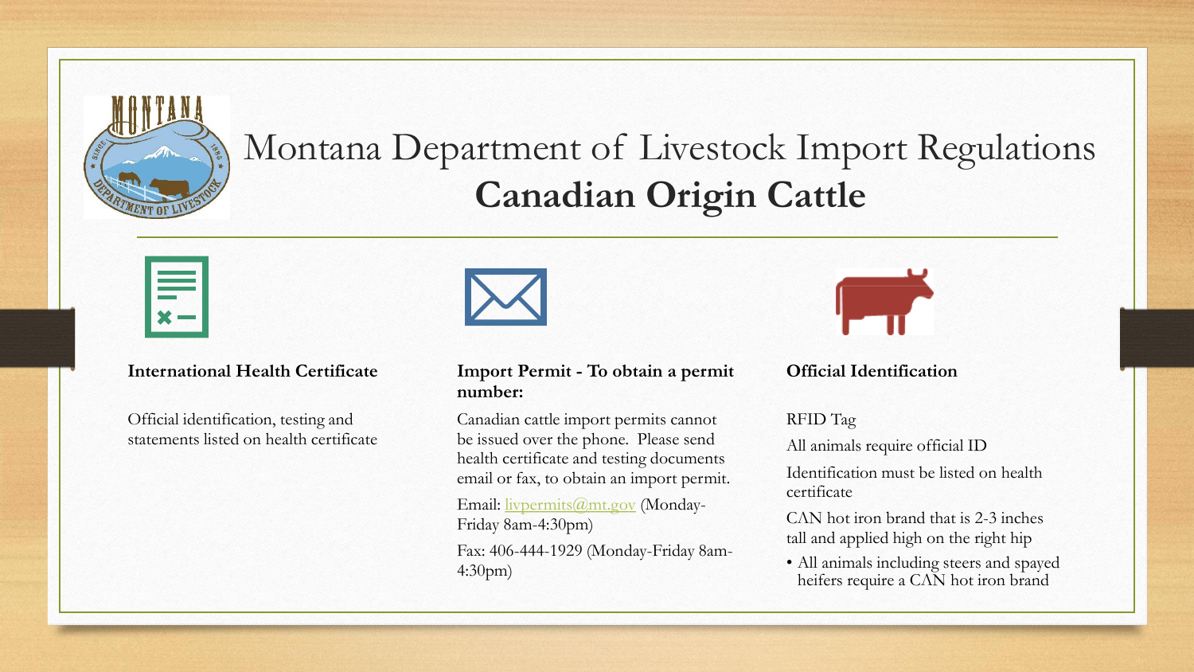# Montana Department of Livestock Import Regulations

# **Canadian Origin Cattle**

### International Health Certificate

Official identification, testing and statements listed on health certificate

### Import Permit - To obtain a permit number:

Canadian cattle import permits cannot be issued over the phone. Please send health certificate and testing documents email or fax, to obtain an import permit.

Email: livpermits@mt.gov (Monday-Friday 8am-4:30pm)

Fax: 406-444-1929 (Monday-Friday 8am-4:30pm)

### Official Identification

RFID Tag

All animals require official ID

Identification must be listed on health certificate

CAN hot iron brand that is 2-3 inches tall and applied high on the right hip

- All animals including steers and spayed heifers require a CAN hot iron brand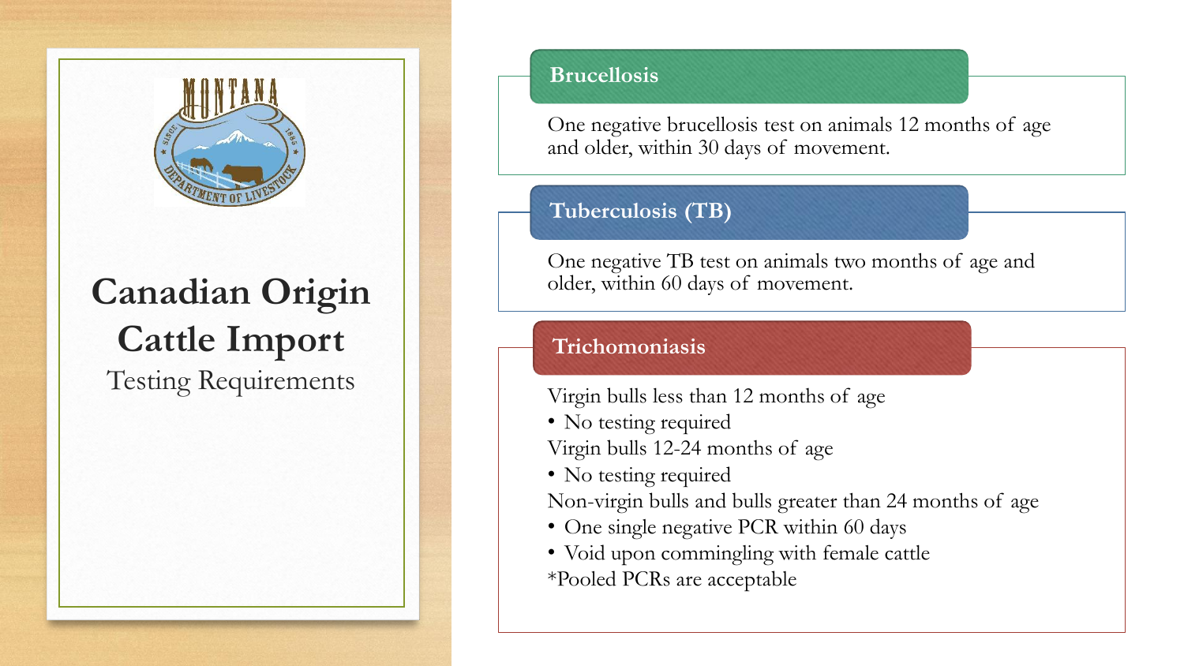MONTANA DEPARTMENT OF LIVESTOCK

# Canadian Origin Cattle Import

Testing Requirements

## Brucellosis

One negative brucellosis test on animals 12 months of age and older, within 30 days of movement.

## Tuberculosis (TB)

One negative TB test on animals two months of age and older, within 60 days of movement.

## Trichomoniasis

Virgin bulls less than 12 months of age

- No testing required

Virgin bulls 12-24 months of age

- No testing required

Non-virgin bulls and bulls greater than 24 months of age

- One single negative PCR within 60 days
- Void upon commingling with female cattle

*Pooled PCRs are acceptable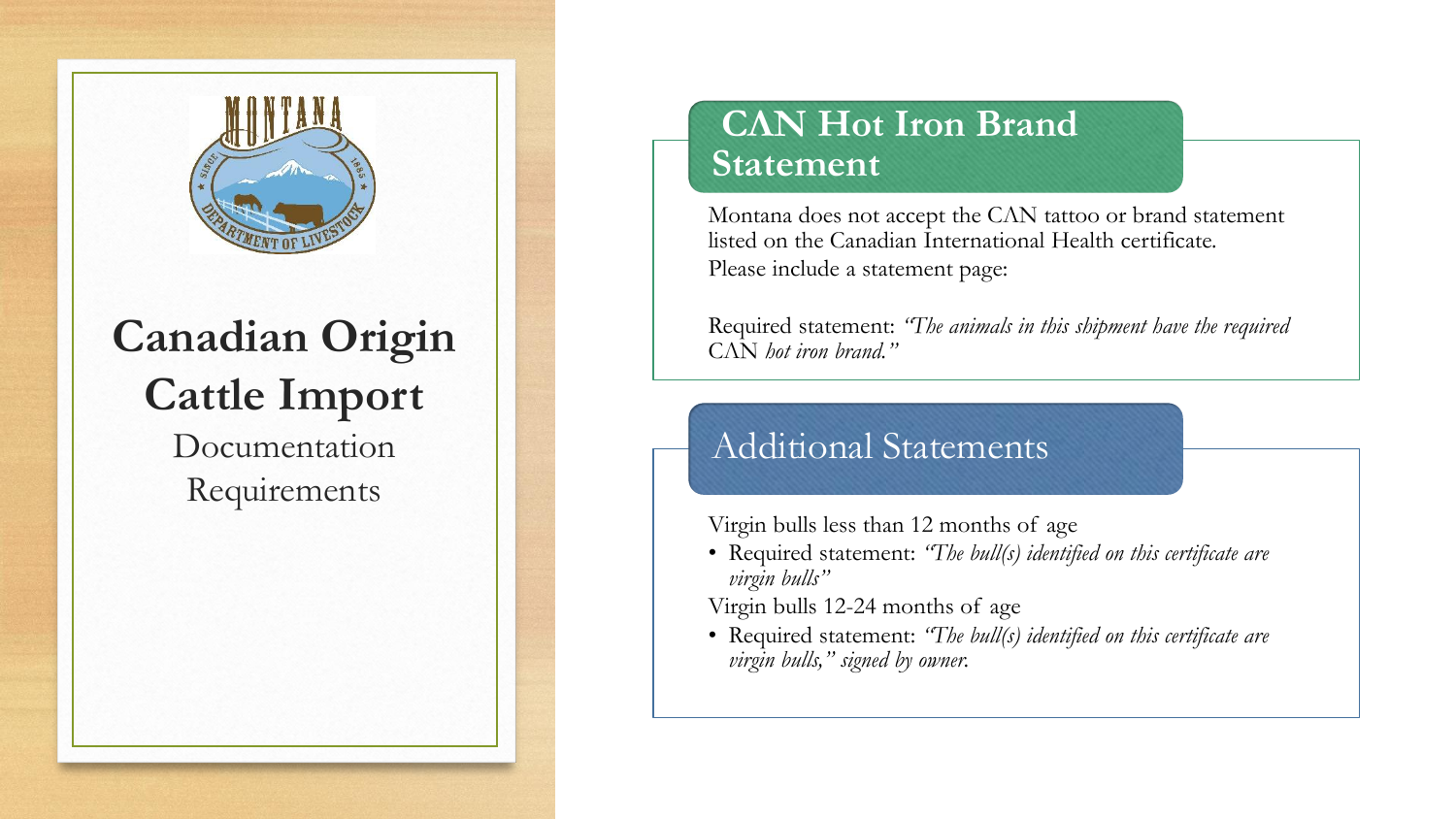# Canadian Origin Cattle Import

Documentation Requirements

## CΛN Hot Iron Brand Statement

Montana does not accept the CΛN tattoo or brand statement listed on the Canadian International Health certificate.
Please include a statement page:

Required statement: *"The animals in this shipment have the required* CΛN *hot iron brand."*

## Additional Statements

Virgin bulls less than 12 months of age

- Required statement: *"The bull(s) identified on this certificate are virgin bulls"*

Virgin bulls 12-24 months of age

- Required statement: *"The bull(s) identified on this certificate are virgin bulls," signed by owner.*